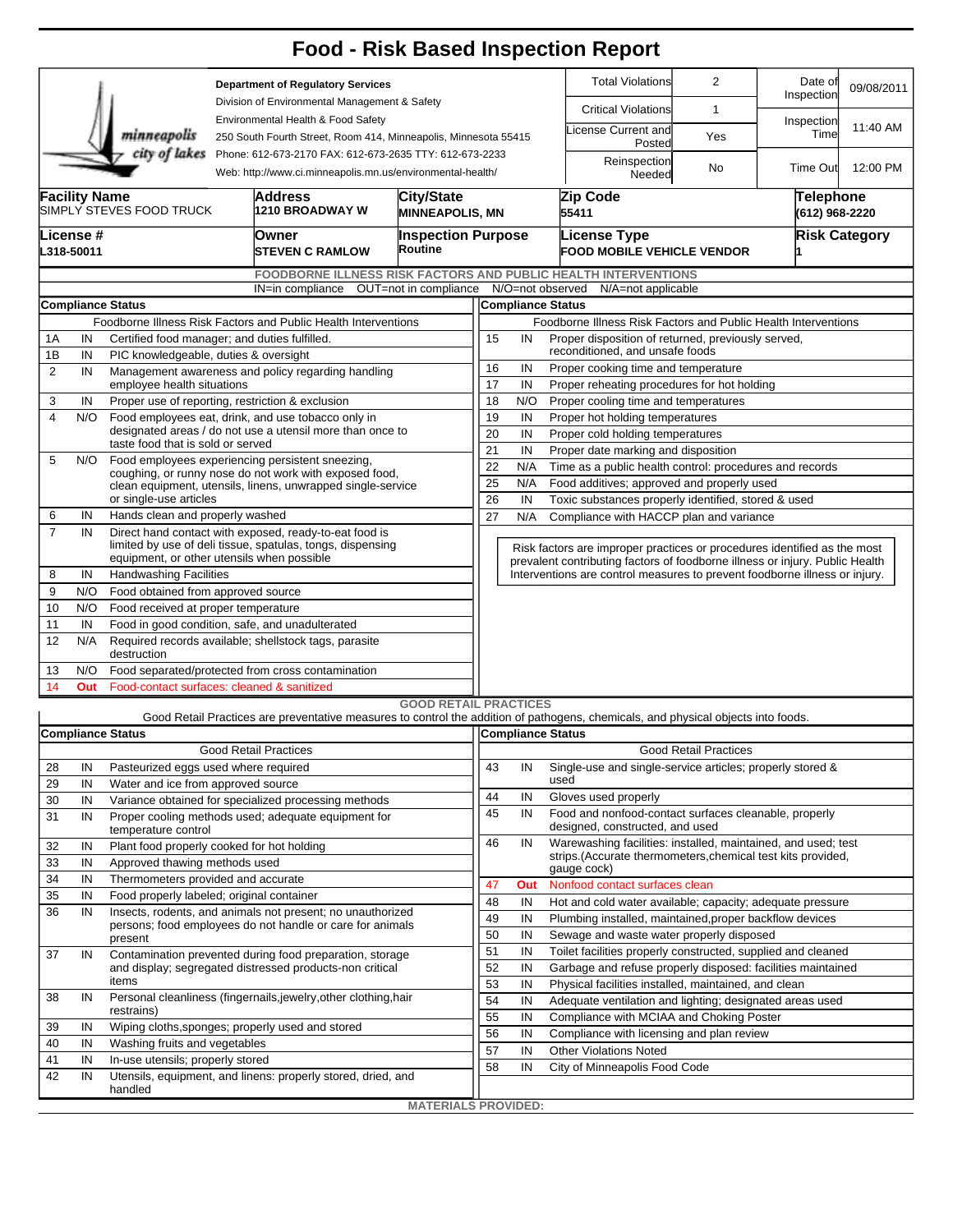# Food - Risk Based Inspection Report

minneapolis city of lakes

**Department of Regulatory Services**
Division of Environmental Management & Safety
Environmental Health & Food Safety
250 South Fourth Street, Room 414, Minneapolis, Minnesota 55415
Phone: 612-673-2170 FAX: 612-673-2635 TTY: 612-673-2233
Web: http://www.ci.minneapolis.mn.us/environmental-health/

| | | | |
|---|---|---|---|
| Total Violations | 2 | Date of Inspection | 09/08/2011 |
| Critical Violations | 1 | Inspection Time | 11:40 AM |
| License Current and Posted | Yes | | |
| Reinspection Needed | No | Time Out | 12:00 PM |

| Facility Name | Address | City/State | Zip Code | Telephone |
|---|---|---|---|---|
| SIMPLY STEVES FOOD TRUCK | 1210 BROADWAY W | MINNEAPOLIS, MN | 55411 | (612) 968-2220 |

| License # | Owner | Inspection Purpose | License Type | Risk Category |
|---|---|---|---|---|
| L318-50011 | STEVEN C RAMLOW | Routine | FOOD MOBILE VEHICLE VENDOR | 1 |

## FOODBORNE ILLNESS RISK FACTORS AND PUBLIC HEALTH INTERVENTIONS

IN=in compliance OUT=not in compliance N/O=not observed N/A=not applicable

**Compliance Status** — Foodborne Illness Risk Factors and Public Health Interventions

| # | Status | Item |
|---|---|---|
| 1A | IN | Certified food manager; and duties fulfilled. |
| 1B | IN | PIC knowledgeable, duties & oversight |
| 2 | IN | Management awareness and policy regarding handling employee health situations |
| 3 | IN | Proper use of reporting, restriction & exclusion |
| 4 | N/O | Food employees eat, drink, and use tobacco only in designated areas / do not use a utensil more than once to taste food that is sold or served |
| 5 | N/O | Food employees experiencing persistent sneezing, coughing, or runny nose do not work with exposed food, clean equipment, utensils, linens, unwrapped single-service or single-use articles |
| 6 | IN | Hands clean and properly washed |
| 7 | IN | Direct hand contact with exposed, ready-to-eat food is limited by use of deli tissue, spatulas, tongs, dispensing equipment, or other utensils when possible |
| 8 | IN | Handwashing Facilities |
| 9 | N/O | Food obtained from approved source |
| 10 | N/O | Food received at proper temperature |
| 11 | IN | Food in good condition, safe, and unadulterated |
| 12 | N/A | Required records available; shellstock tags, parasite destruction |
| 13 | N/O | Food separated/protected from cross contamination |
| 14 | Out | Food-contact surfaces: cleaned & sanitized |
| 15 | IN | Proper disposition of returned, previously served, reconditioned, and unsafe foods |
| 16 | IN | Proper cooking time and temperature |
| 17 | IN | Proper reheating procedures for hot holding |
| 18 | N/O | Proper cooling time and temperatures |
| 19 | IN | Proper hot holding temperatures |
| 20 | IN | Proper cold holding temperatures |
| 21 | IN | Proper date marking and disposition |
| 22 | N/A | Time as a public health control: procedures and records |
| 25 | N/A | Food additives; approved and properly used |
| 26 | IN | Toxic substances properly identified, stored & used |
| 27 | N/A | Compliance with HACCP plan and variance |

Risk factors are improper practices or procedures identified as the most prevalent contributing factors of foodborne illness or injury. Public Health Interventions are control measures to prevent foodborne illness or injury.

## GOOD RETAIL PRACTICES

Good Retail Practices are preventative measures to control the addition of pathogens, chemicals, and physical objects into foods.

**Compliance Status** — Good Retail Practices

| # | Status | Item |
|---|---|---|
| 28 | IN | Pasteurized eggs used where required |
| 29 | IN | Water and ice from approved source |
| 30 | IN | Variance obtained for specialized processing methods |
| 31 | IN | Proper cooling methods used; adequate equipment for temperature control |
| 32 | IN | Plant food properly cooked for hot holding |
| 33 | IN | Approved thawing methods used |
| 34 | IN | Thermometers provided and accurate |
| 35 | IN | Food properly labeled; original container |
| 36 | IN | Insects, rodents, and animals not present; no unauthorized persons; food employees do not handle or care for animals present |
| 37 | IN | Contamination prevented during food preparation, storage and display; segregated distressed products-non critical items |
| 38 | IN | Personal cleanliness (fingernails,jewelry,other clothing,hair restrains) |
| 39 | IN | Wiping cloths,sponges; properly used and stored |
| 40 | IN | Washing fruits and vegetables |
| 41 | IN | In-use utensils; properly stored |
| 42 | IN | Utensils, equipment, and linens: properly stored, dried, and handled |
| 43 | IN | Single-use and single-service articles; properly stored & used |
| 44 | IN | Gloves used properly |
| 45 | IN | Food and nonfood-contact surfaces cleanable, properly designed, constructed, and used |
| 46 | IN | Warewashing facilities: installed, maintained, and used; test strips.(Accurate thermometers,chemical test kits provided, gauge cock) |
| 47 | Out | Nonfood contact surfaces clean |
| 48 | IN | Hot and cold water available; capacity; adequate pressure |
| 49 | IN | Plumbing installed, maintained,proper backflow devices |
| 50 | IN | Sewage and waste water properly disposed |
| 51 | IN | Toilet facilities properly constructed, supplied and cleaned |
| 52 | IN | Garbage and refuse properly disposed: facilities maintained |
| 53 | IN | Physical facilities installed, maintained, and clean |
| 54 | IN | Adequate ventilation and lighting; designated areas used |
| 55 | IN | Compliance with MCIAA and Choking Poster |
| 56 | IN | Compliance with licensing and plan review |
| 57 | IN | Other Violations Noted |
| 58 | IN | City of Minneapolis Food Code |

MATERIALS PROVIDED: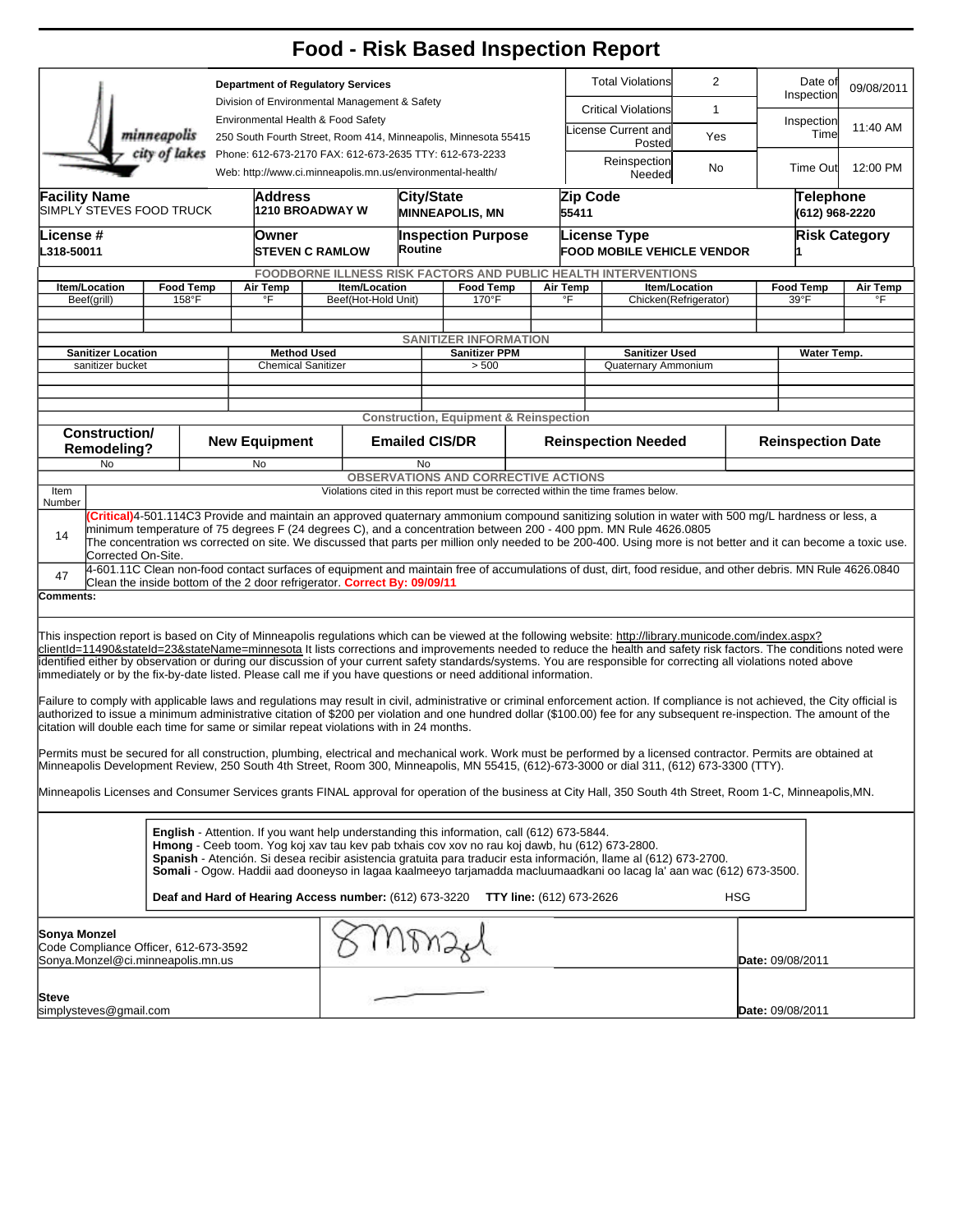# Food - Risk Based Inspection Report

**Department of Regulatory Services**
Division of Environmental Management & Safety
Environmental Health & Food Safety
250 South Fourth Street, Room 414, Minneapolis, Minnesota 55415
Phone: 612-673-2170 FAX: 612-673-2635 TTY: 612-673-2233
Web: http://www.ci.minneapolis.mn.us/environmental-health/

| | | | |
|---|---|---|---|
| Total Violations | 2 | Date of Inspection | 09/08/2011 |
| Critical Violations | 1 | Inspection Time | 11:40 AM |
| License Current and Posted | Yes | | |
| Reinspection Needed | No | Time Out | 12:00 PM |

| Facility Name | Address | City/State | Zip Code | Telephone |
|---|---|---|---|---|
| SIMPLY STEVES FOOD TRUCK | 1210 BROADWAY W | MINNEAPOLIS, MN | 55411 | (612) 968-2220 |

| License # | Owner | Inspection Purpose | License Type | Risk Category |
|---|---|---|---|---|
| L318-50011 | STEVEN C RAMLOW | Routine | FOOD MOBILE VEHICLE VENDOR | 1 |

## FOODBORNE ILLNESS RISK FACTORS AND PUBLIC HEALTH INTERVENTIONS

| Item/Location | Food Temp | Air Temp | Item/Location | Food Temp | Air Temp | Item/Location | Food Temp | Air Temp |
|---|---|---|---|---|---|---|---|---|
| Beef(grill) | 158°F | °F | Beef(Hot-Hold Unit) | 170°F | °F | Chicken(Refrigerator) | 39°F | °F |

## SANITIZER INFORMATION

| Sanitizer Location | Method Used | Sanitizer PPM | Sanitizer Used | Water Temp. |
|---|---|---|---|---|
| sanitizer bucket | Chemical Sanitizer | > 500 | Quaternary Ammonium | |

## Construction, Equipment & Reinspection

| Construction/ Remodeling? | New Equipment | Emailed CIS/DR | Reinspection Needed | Reinspection Date |
|---|---|---|---|---|
| No | No | No | | |

## OBSERVATIONS AND CORRECTIVE ACTIONS

| Item Number | Violations cited in this report must be corrected within the time frames below. |
|---|---|
| 14 | (Critical)4-501.114C3 Provide and maintain an approved quaternary ammonium compound sanitizing solution in water with 500 mg/L hardness or less, a minimum temperature of 75 degrees F (24 degrees C), and a concentration between 200 - 400 ppm. MN Rule 4626.0805<br>The concentration ws corrected on site. We discussed that parts per million only needed to be 200-400. Using more is not better and it can become a toxic use.<br>Corrected On-Site. |
| 47 | 4-601.11C Clean non-food contact surfaces of equipment and maintain free of accumulations of dust, dirt, food residue, and other debris. MN Rule 4626.0840<br>Clean the inside bottom of the 2 door refrigerator. Correct By: 09/09/11 |

**Comments:**

This inspection report is based on City of Minneapolis regulations which can be viewed at the following website: http://library.municode.com/index.aspx?clientId=11490&stateId=23&stateName=minnesota It lists corrections and improvements needed to reduce the health and safety risk factors. The conditions noted were identified either by observation or during our discussion of your current safety standards/systems. You are responsible for correcting all violations noted above immediately or by the fix-by-date listed. Please call me if you have questions or need additional information.

Failure to comply with applicable laws and regulations may result in civil, administrative or criminal enforcement action. If compliance is not achieved, the City official is authorized to issue a minimum administrative citation of $200 per violation and one hundred dollar ($100.00) fee for any subsequent re-inspection. The amount of the citation will double each time for same or similar repeat violations with in 24 months.

Permits must be secured for all construction, plumbing, electrical and mechanical work. Work must be performed by a licensed contractor. Permits are obtained at Minneapolis Development Review, 250 South 4th Street, Room 300, Minneapolis, MN 55415, (612)-673-3000 or dial 311, (612) 673-3300 (TTY).

Minneapolis Licenses and Consumer Services grants FINAL approval for operation of the business at City Hall, 350 South 4th Street, Room 1-C, Minneapolis,MN.

**English** - Attention. If you want help understanding this information, call (612) 673-5844.
**Hmong** - Ceeb toom. Yog koj xav tau kev pab txhais cov xov no rau koj dawb, hu (612) 673-2800.
**Spanish** - Atención. Si desea recibir asistencia gratuita para traducir esta información, llame al (612) 673-2700.
**Somali** - Ogow. Haddii aad dooneyso in lagaa kaalmeeyo tarjamadda macluumaadkani oo lacag la' aan wac (612) 673-3500.

**Deaf and Hard of Hearing Access number:** (612) 673-3220 **TTY line:** (612) 673-2626 HSG

**Sonya Monzel**
Code Compliance Officer, 612-673-3592
Sonya.Monzel@ci.minneapolis.mn.us
SMonzel
**Date:** 09/08/2011

**Steve**
simplysteves@gmail.com
**Date:** 09/08/2011